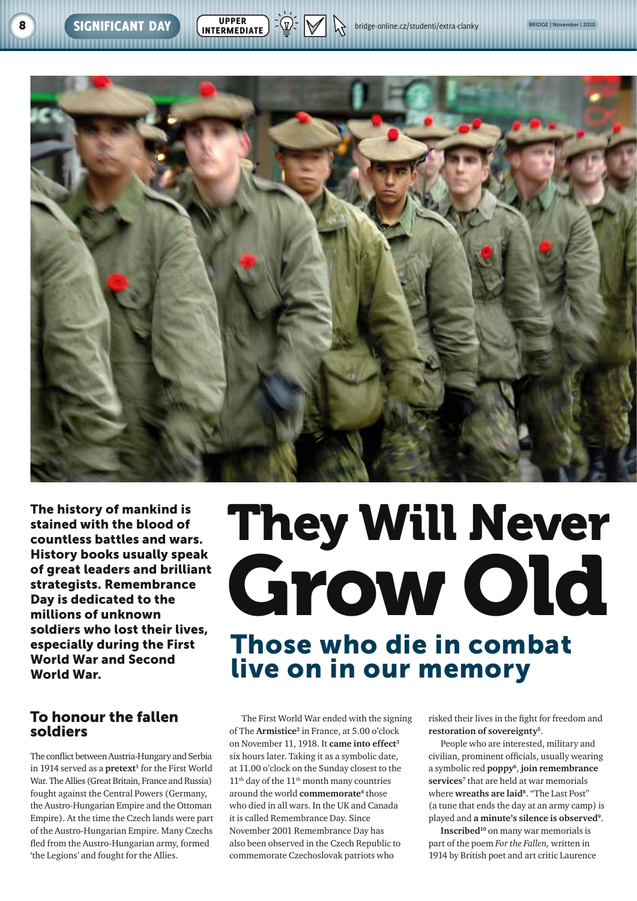# They Will Never Grow Old

## Those who die in combat live on in our memory

**The history of mankind is stained with the blood of countless battles and wars. History books usually speak of great leaders and brilliant strategists. Remembrance Day is dedicated to the millions of unknown soldiers who lost their lives, especially during the First World War and Second World War.**

### To honour the fallen soldiers

The conflict between Austria-Hungary and Serbia in 1914 served as a **pretext**[1] for the First World War. The Allies (Great Britain, France and Russia) fought against the Central Powers (Germany, the Austro-Hungarian Empire and the Ottoman Empire). At the time the Czech lands were part of the Austro-Hungarian Empire. Many Czechs fled from the Austro-Hungarian army, formed 'the Legions' and fought for the Allies.

The First World War ended with the signing of The **Armistice**[2] in France, at 5.00 o'clock on November 11, 1918. It **came into effect**[3] six hours later. Taking it as a symbolic date, at 11.00 o'clock on the Sunday closest to the 11th day of the 11th month many countries around the world **commemorate**[4] those who died in all wars. In the UK and Canada it is called Remembrance Day. Since November 2001 Remembrance Day has also been observed in the Czech Republic to commemorate Czechoslovak patriots who risked their lives in the fight for freedom and **restoration of sovereignty**[5].

People who are interested, military and civilian, prominent officials, usually wearing a symbolic red **poppy**[6], **join remembrance services**[7] that are held at war memorials where **wreaths are laid**[8]. "The Last Post" (a tune that ends the day at an army camp) is played and **a minute's silence is observed**[9].

**Inscribed**[10] on many war memorials is part of the poem *For the Fallen,* written in 1914 by British poet and art critic Laurence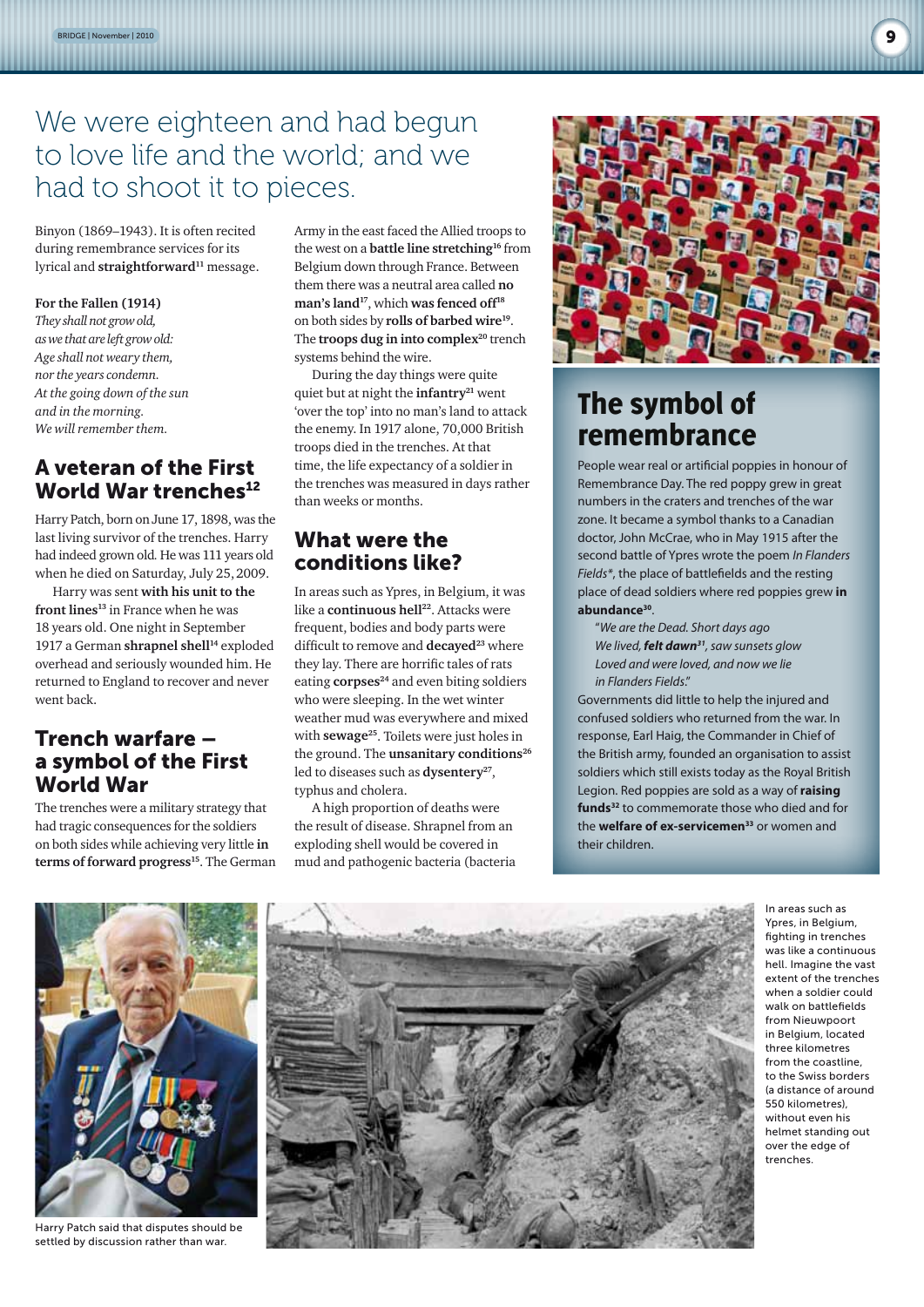# We were eighteen and had begun to love life and the world; and we had to shoot it to pieces.

Binyon (1869–1943). It is often recited during remembrance services for its lyrical and **straightforward**[11] message.

**For the Fallen (1914)**

*They shall not grow old,*
*as we that are left grow old:*
*Age shall not weary them,*
*nor the years condemn.*
*At the going down of the sun*
*and in the morning.*
*We will remember them.*

## A veteran of the First World War trenches[12]

Harry Patch, born on June 17, 1898, was the last living survivor of the trenches. Harry had indeed grown old. He was 111 years old when he died on Saturday, July 25, 2009.

Harry was sent **with his unit to the front lines**[13] in France when he was 18 years old. One night in September 1917 a German **shrapnel shell**[14] exploded overhead and seriously wounded him. He returned to England to recover and never went back.

## Trench warfare – a symbol of the First World War

The trenches were a military strategy that had tragic consequences for the soldiers on both sides while achieving very little **in terms of forward progress**[15]. The German Army in the east faced the Allied troops to the west on a **battle line stretching**[16] from Belgium down through France. Between them there was a neutral area called **no man's land**[17], which **was fenced off**[18] on both sides by **rolls of barbed wire**[19]. The **troops dug in into complex**[20] trench systems behind the wire.

During the day things were quite quiet but at night the **infantry**[21] went 'over the top' into no man's land to attack the enemy. In 1917 alone, 70,000 British troops died in the trenches. At that time, the life expectancy of a soldier in the trenches was measured in days rather than weeks or months.

## What were the conditions like?

In areas such as Ypres, in Belgium, it was like a **continuous hell**[22]. Attacks were frequent, bodies and body parts were difficult to remove and **decayed**[23] where they lay. There are horrific tales of rats eating **corpses**[24] and even biting soldiers who were sleeping. In the wet winter weather mud was everywhere and mixed with **sewage**[25]. Toilets were just holes in the ground. The **unsanitary conditions**[26] led to diseases such as **dysentery**[27], typhus and cholera.

A high proportion of deaths were the result of disease. Shrapnel from an exploding shell would be covered in mud and pathogenic bacteria (bacteria

## The symbol of remembrance

People wear real or artificial poppies in honour of Remembrance Day. The red poppy grew in great numbers in the craters and trenches of the war zone. It became a symbol thanks to a Canadian doctor, John McCrae, who in May 1915 after the second battle of Ypres wrote the poem *In Flanders Fields*\*, the place of battlefields and the resting place of dead soldiers where red poppies grew **in abundance**[30].

*"We are the Dead. Short days ago*
*We lived, **felt dawn**[31], saw sunsets glow*
*Loved and were loved, and now we lie*
*in Flanders Fields."*

Governments did little to help the injured and confused soldiers who returned from the war. In response, Earl Haig, the Commander in Chief of the British army, founded an organisation to assist soldiers which still exists today as the Royal British Legion. Red poppies are sold as a way of **raising funds**[32] to commemorate those who died and for the **welfare of ex-servicemen**[33] or women and their children.

Harry Patch said that disputes should be settled by discussion rather than war.

In areas such as Ypres, in Belgium, fighting in trenches was like a continuous hell. Imagine the vast extent of the trenches when a soldier could walk on battlefields from Nieuwpoort in Belgium, located three kilometres from the coastline, to the Swiss borders (a distance of around 550 kilometres), without even his helmet standing out over the edge of trenches.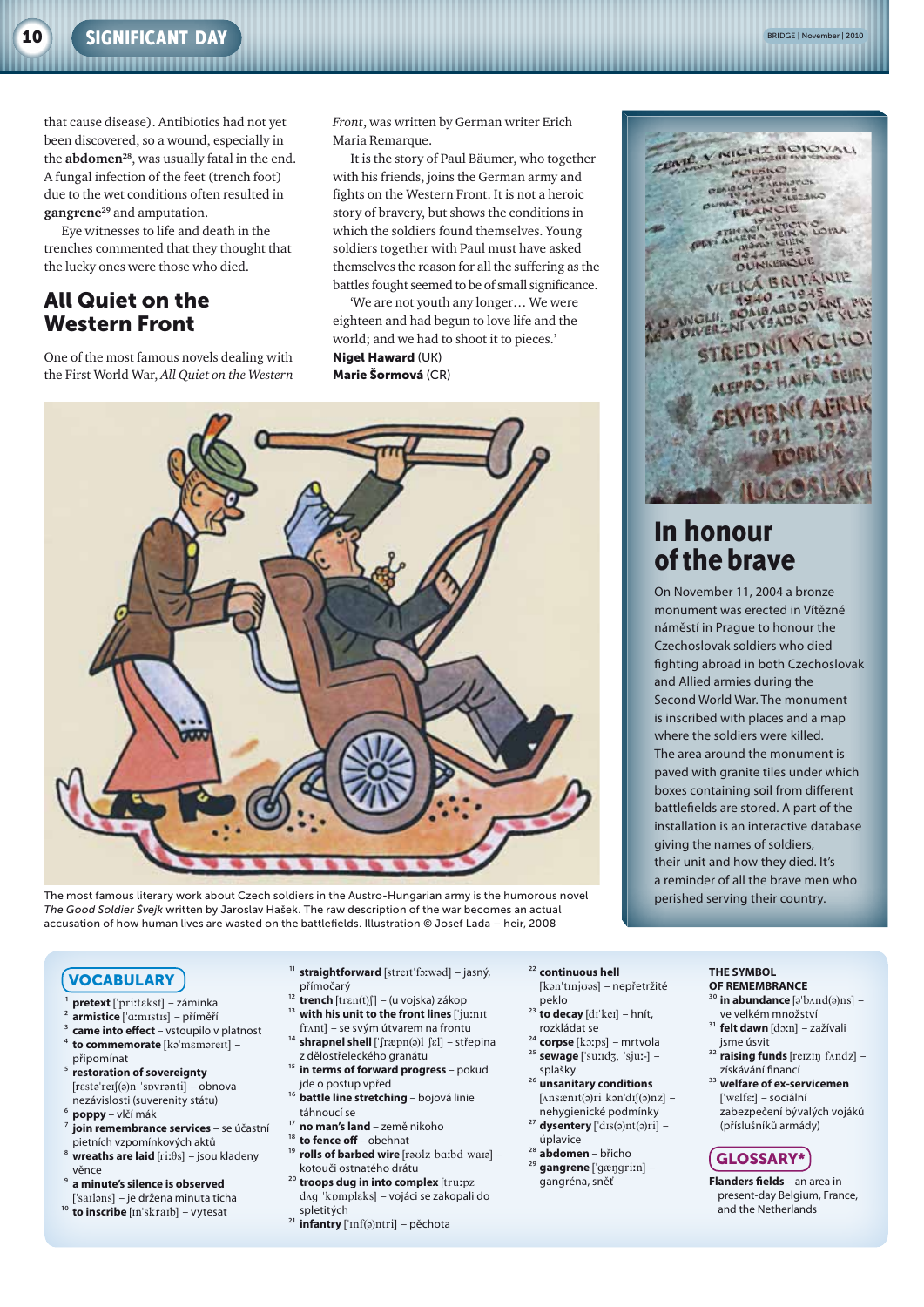that cause disease). Antibiotics had not yet been discovered, so a wound, especially in the **abdomen**[28], was usually fatal in the end. A fungal infection of the feet (trench foot) due to the wet conditions often resulted in **gangrene**[29] and amputation.

Eye witnesses to life and death in the trenches commented that they thought that the lucky ones were those who died.

## All Quiet on the Western Front

One of the most famous novels dealing with the First World War, *All Quiet on the Western Front*, was written by German writer Erich Maria Remarque.

It is the story of Paul Bäumer, who together with his friends, joins the German army and fights on the Western Front. It is not a heroic story of bravery, but shows the conditions in which the soldiers found themselves. Young soldiers together with Paul must have asked themselves the reason for all the suffering as the battles fought seemed to be of small significance.

'We are not youth any longer… We were eighteen and had begun to love life and the world; and we had to shoot it to pieces.'

**Nigel Haward** (UK)
**Marie Šormová** (CR)

The most famous literary work about Czech soldiers in the Austro-Hungarian army is the humorous novel *The Good Soldier Švejk* written by Jaroslav Hašek. The raw description of the war becomes an actual accusation of how human lives are wasted on the battlefields. Illustration © Josef Lada – heir, 2008

## In honour of the brave

On November 11, 2004 a bronze monument was erected in Vítězné náměstí in Prague to honour the Czechoslovak soldiers who died fighting abroad in both Czechoslovak and Allied armies during the Second World War. The monument is inscribed with places and a map where the soldiers were killed.
The area around the monument is paved with granite tiles under which boxes containing soil from different battlefields are stored. A part of the installation is an interactive database giving the names of soldiers, their unit and how they died. It's a reminder of all the brave men who perished serving their country.

## VOCABULARY

1. **pretext** ['priːtɛkst] – záminka
2. **armistice** ['ɑːmɪstɪs] – příměří
3. **came into effect** – vstoupilo v platnost
4. **to commemorate** [kə'mɛməreɪt] – připomínat
5. **restoration of sovereignty** [rɛstə'reɪʃ(ə)n 'sɒvrənti] – obnova nezávislosti (suverenity státu)
6. **poppy** – vlčí mák
7. **join remembrance services** – se účastní pietních vzpomínkových aktů
8. **wreaths are laid** [riːθs] – jsou kladeny věnce
9. **a minute's silence is observed** ['saɪləns] – je držena minuta ticha
10. **to inscribe** [ɪn'skraɪb] – vytesat
11. **straightforward** [streɪt'fɔːwəd] – jasný, přímočarý
12. **trench** [trɛn(t)ʃ] – (u vojska) zákop
13. **with his unit to the front lines** ['juːnɪt frʌnt] – se svým útvarem na frontu
14. **shrapnel shell** ['ʃræpn(ə)l ʃɛl] – střepina z dělostřeleckého granátu
15. **in terms of forward progress** – pokud jde o postup vpřed
16. **battle line stretching** – bojová linie táhnoucí se
17. **no man's land** – země nikoho
18. **to fence off** – obehnat
19. **rolls of barbed wire** [rəʊlz bɑːbd waɪə] – kotouči ostnatého drátu
20. **troops dug in into complex** [truːpz dʌg 'kɒmplɛks] – vojáci se zakopali do spletitých
21. **infantry** ['ɪnf(ə)ntri] – pěchota
22. **continuous hell** [kən'tɪnjʊəs] – nepřetržité peklo
23. **to decay** [dɪ'keɪ] – hnít, rozkládat se
24. **corpse** [kɔːps] – mrtvola
25. **sewage** ['suːɪdʒ, 'sjuː-] – splašky
26. **unsanitary conditions** [ʌnsænɪt(ə)ri kən'dɪʃ(ə)nz] – nehygienické podmínky
27. **dysentery** ['dɪs(ə)nt(ə)ri] – úplavice
28. **abdomen** – břicho
29. **gangrene** ['gæŋgriːn] – gangréna, sněť

**THE SYMBOL OF REMEMBRANCE**

30. **in abundance** [ə'bʌnd(ə)ns] – ve velkém množství
31. **felt dawn** [dɔːn] – zažívali jsme úsvit
32. **raising funds** [reɪzɪŋ fʌndz] – získávání financí
33. **welfare of ex-servicemen** ['wɛlfɛː] – sociální zabezpečení bývalých vojáků (příslušníků armády)

## GLOSSARY*

**Flanders fields** – an area in present-day Belgium, France, and the Netherlands